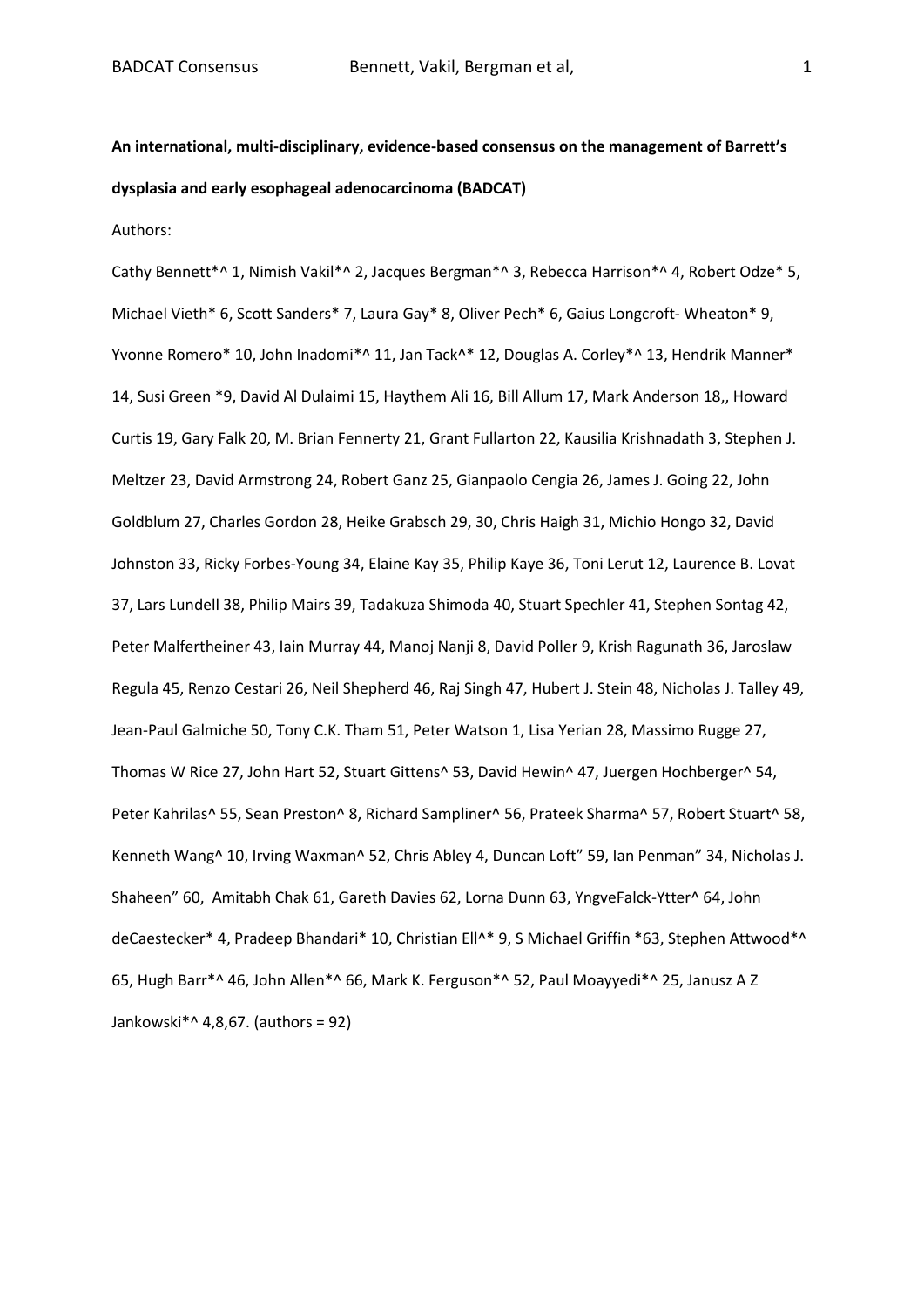**An international, multi-disciplinary, evidence-based consensus on the management of Barrett's dysplasia and early esophageal adenocarcinoma (BADCAT)**

Authors:

Cathy Bennett*^ 1, Nimish Vakil*^ 2, Jacques Bergman*^ 3, Rebecca Harrison*^ 4, Robert Odze* 5, Michael Vieth* 6, Scott Sanders* 7, Laura Gay* 8, Oliver Pech* 6, Gaius Longcroft- Wheaton* 9, Yvonne Romero* 10, John Inadomi*^ 11, Jan Tack^* 12, Douglas A. Corley*^ 13, Hendrik Manner* 14, Susi Green *9, David Al Dulaimi 15, Haythem Ali 16, Bill Allum 17, Mark Anderson 18,, Howard Curtis 19, Gary Falk 20, M. Brian Fennerty 21, Grant Fullarton 22, Kausilia Krishnadath 3, Stephen J. Meltzer 23, David Armstrong 24, Robert Ganz 25, Gianpaolo Cengia 26, James J. Going 22, John Goldblum 27, Charles Gordon 28, Heike Grabsch 29, 30, Chris Haigh 31, Michio Hongo 32, David Johnston 33, Ricky Forbes-Young 34, Elaine Kay 35, Philip Kaye 36, Toni Lerut 12, Laurence B. Lovat 37, Lars Lundell 38, Philip Mairs 39, Tadakuza Shimoda 40, Stuart Spechler 41, Stephen Sontag 42, Peter Malfertheiner 43, Iain Murray 44, Manoj Nanji 8, David Poller 9, Krish Ragunath 36, Jaroslaw Regula 45, Renzo Cestari 26, Neil Shepherd 46, Raj Singh 47, Hubert J. Stein 48, Nicholas J. Talley 49, Jean-Paul Galmiche 50, Tony C.K. Tham 51, Peter Watson 1, Lisa Yerian 28, Massimo Rugge 27, Thomas W Rice 27, John Hart 52, Stuart Gittens^ 53, David Hewin^ 47, Juergen Hochberger^ 54, Peter Kahrilas^ 55, Sean Preston^ 8, Richard Sampliner^ 56, Prateek Sharma^ 57, Robert Stuart^ 58, Kenneth Wang^ 10, Irving Waxman^ 52, Chris Abley 4, Duncan Loft" 59, Ian Penman" 34, Nicholas J. Shaheen" 60, Amitabh Chak 61, Gareth Davies 62, Lorna Dunn 63, YngveFalck-Ytter^ 64, John deCaestecker* 4, Pradeep Bhandari* 10, Christian Ell^* 9, S Michael Griffin *63, Stephen Attwood*^ 65, Hugh Barr*^ 46, John Allen*^ 66, Mark K. Ferguson*^ 52, Paul Moayyedi*^ 25, Janusz A Z Jankowski*^ 4,8,67. (authors = 92)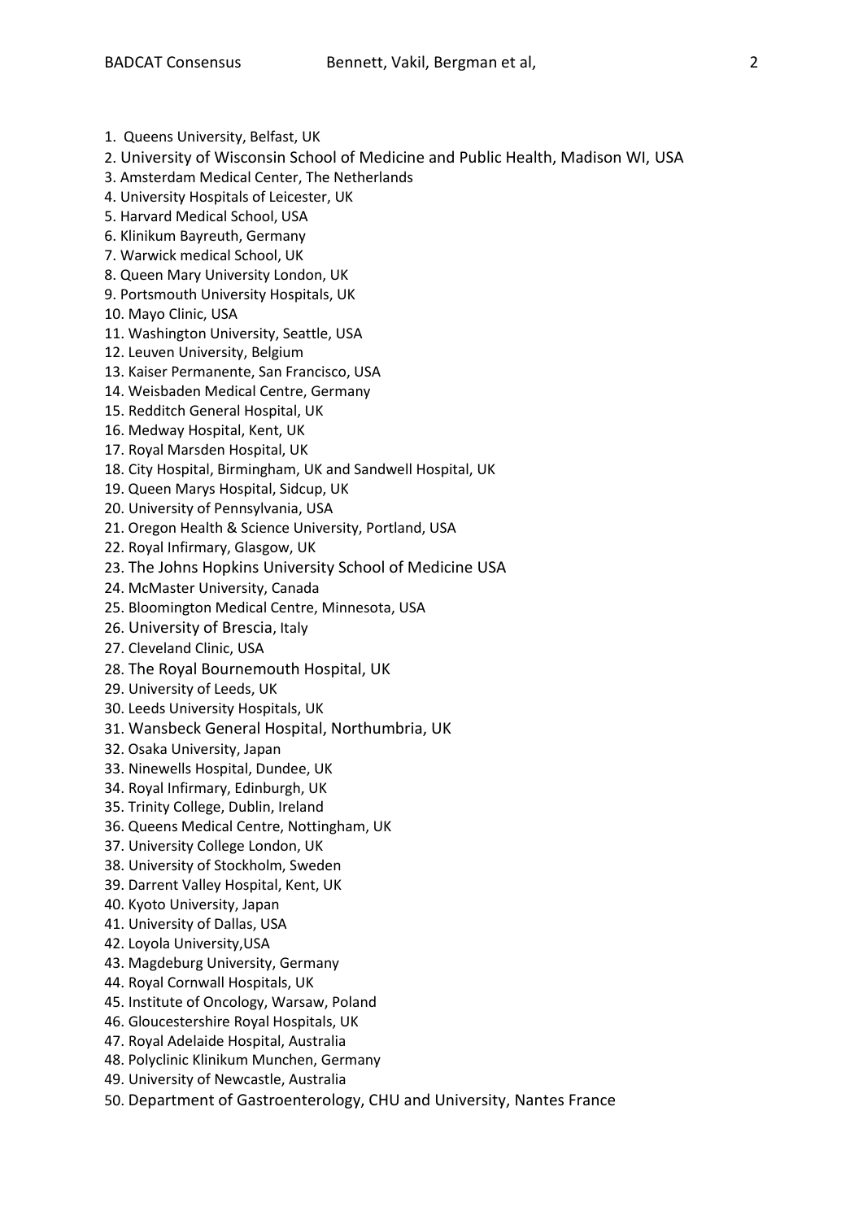1. Queens University, Belfast, UK
2. University of Wisconsin School of Medicine and Public Health, Madison WI, USA
3. Amsterdam Medical Center, The Netherlands
4. University Hospitals of Leicester, UK
5. Harvard Medical School, USA
6. Klinikum Bayreuth, Germany
7. Warwick medical School, UK
8. Queen Mary University London, UK
9. Portsmouth University Hospitals, UK
10. Mayo Clinic, USA
11. Washington University, Seattle, USA
12. Leuven University, Belgium
13. Kaiser Permanente, San Francisco, USA
14. Weisbaden Medical Centre, Germany
15. Redditch General Hospital, UK
16. Medway Hospital, Kent, UK
17. Royal Marsden Hospital, UK
18. City Hospital, Birmingham, UK and Sandwell Hospital, UK
19. Queen Marys Hospital, Sidcup, UK
20. University of Pennsylvania, USA
21. Oregon Health & Science University, Portland, USA
22. Royal Infirmary, Glasgow, UK
23. The Johns Hopkins University School of Medicine USA
24. McMaster University, Canada
25. Bloomington Medical Centre, Minnesota, USA
26. University of Brescia, Italy
27. Cleveland Clinic, USA
28. The Royal Bournemouth Hospital, UK
29. University of Leeds, UK
30. Leeds University Hospitals, UK
31. Wansbeck General Hospital, Northumbria, UK
32. Osaka University, Japan
33. Ninewells Hospital, Dundee, UK
34. Royal Infirmary, Edinburgh, UK
35. Trinity College, Dublin, Ireland
36. Queens Medical Centre, Nottingham, UK
37. University College London, UK
38. University of Stockholm, Sweden
39. Darrent Valley Hospital, Kent, UK
40. Kyoto University, Japan
41. University of Dallas, USA
42. Loyola University,USA
43. Magdeburg University, Germany
44. Royal Cornwall Hospitals, UK
45. Institute of Oncology, Warsaw, Poland
46. Gloucestershire Royal Hospitals, UK
47. Royal Adelaide Hospital, Australia
48. Polyclinic Klinikum Munchen, Germany
49. University of Newcastle, Australia
50. Department of Gastroenterology, CHU and University, Nantes France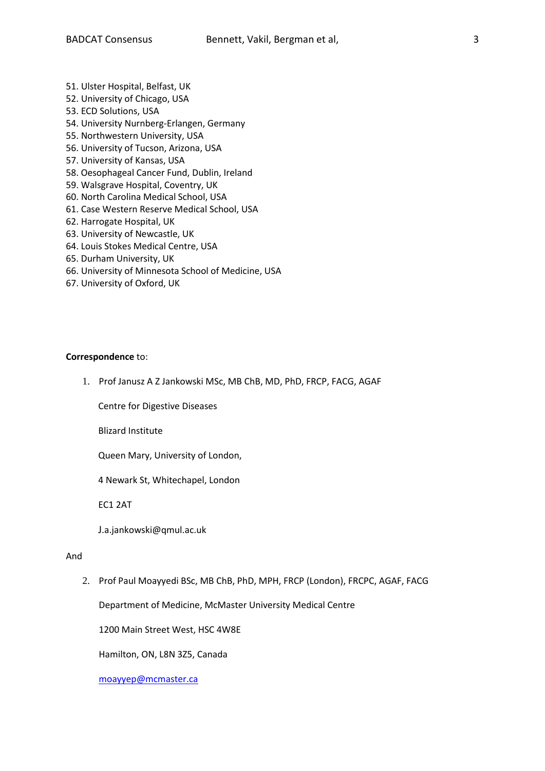51. Ulster Hospital, Belfast, UK
52. University of Chicago, USA
53. ECD Solutions, USA
54. University Nurnberg-Erlangen, Germany
55. Northwestern University, USA
56. University of Tucson, Arizona, USA
57. University of Kansas, USA
58. Oesophageal Cancer Fund, Dublin, Ireland
59. Walsgrave Hospital, Coventry, UK
60. North Carolina Medical School, USA
61. Case Western Reserve Medical School, USA
62. Harrogate Hospital, UK
63. University of Newcastle, UK
64. Louis Stokes Medical Centre, USA
65. Durham University, UK
66. University of Minnesota School of Medicine, USA
67. University of Oxford, UK

**Correspondence** to:

1. Prof Janusz A Z Jankowski MSc, MB ChB, MD, PhD, FRCP, FACG, AGAF

   Centre for Digestive Diseases

   Blizard Institute

   Queen Mary, University of London,

   4 Newark St, Whitechapel, London

   EC1 2AT

   J.a.jankowski@qmul.ac.uk

And

2. Prof Paul Moayyedi BSc, MB ChB, PhD, MPH, FRCP (London), FRCPC, AGAF, FACG

   Department of Medicine, McMaster University Medical Centre

   1200 Main Street West, HSC 4W8E

   Hamilton, ON, L8N 3Z5, Canada

   moayyep@mcmaster.ca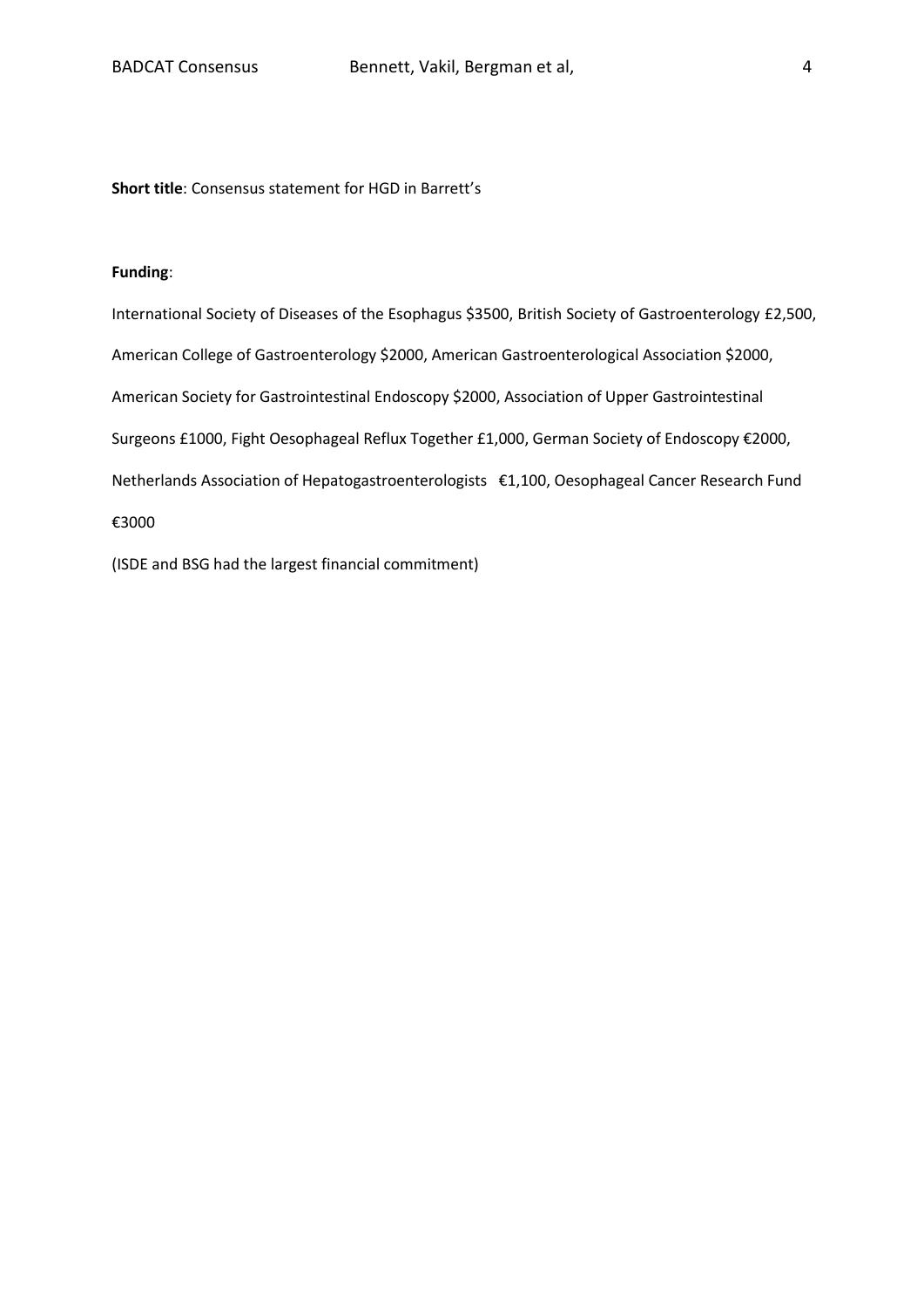**Short title**: Consensus statement for HGD in Barrett's

**Funding**:

International Society of Diseases of the Esophagus $3500, British Society of Gastroenterology £2,500, American College of Gastroenterology $2000, American Gastroenterological Association $2000, American Society for Gastrointestinal Endoscopy $2000, Association of Upper Gastrointestinal Surgeons £1000, Fight Oesophageal Reflux Together £1,000, German Society of Endoscopy €2000, Netherlands Association of Hepatogastroenterologists €1,100, Oesophageal Cancer Research Fund €3000

(ISDE and BSG had the largest financial commitment)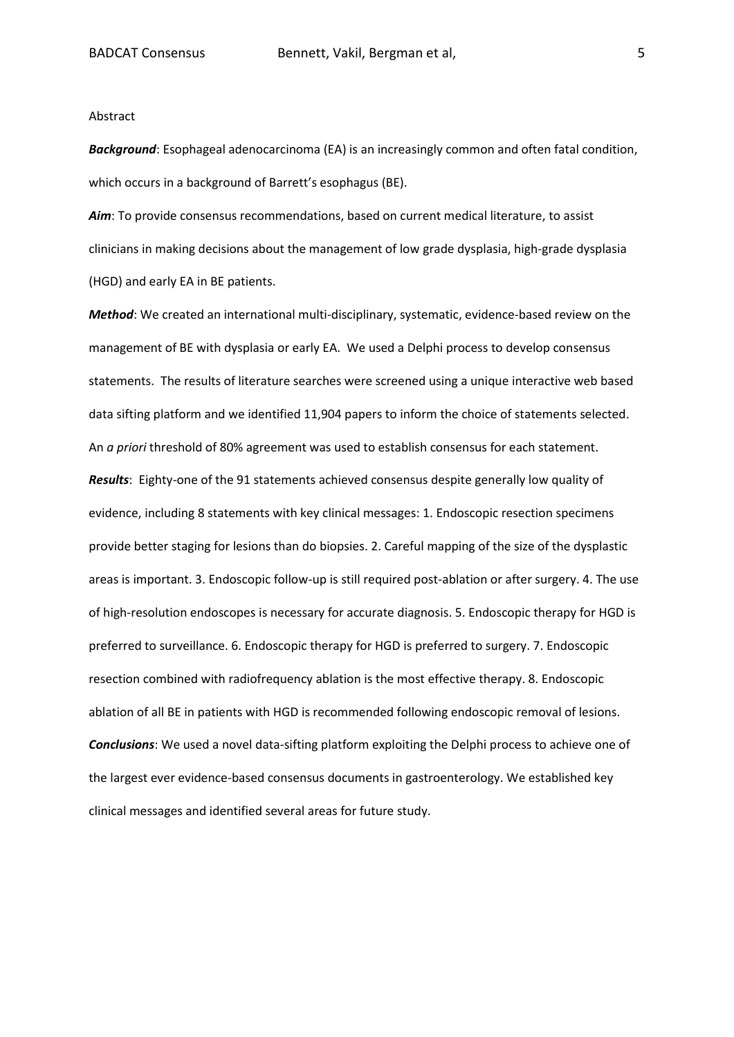Abstract

***Background***: Esophageal adenocarcinoma (EA) is an increasingly common and often fatal condition, which occurs in a background of Barrett's esophagus (BE).

***Aim***: To provide consensus recommendations, based on current medical literature, to assist clinicians in making decisions about the management of low grade dysplasia, high-grade dysplasia (HGD) and early EA in BE patients.

***Method***: We created an international multi-disciplinary, systematic, evidence-based review on the management of BE with dysplasia or early EA. We used a Delphi process to develop consensus statements. The results of literature searches were screened using a unique interactive web based data sifting platform and we identified 11,904 papers to inform the choice of statements selected. An *a priori* threshold of 80% agreement was used to establish consensus for each statement.

***Results***: Eighty-one of the 91 statements achieved consensus despite generally low quality of evidence, including 8 statements with key clinical messages: 1. Endoscopic resection specimens provide better staging for lesions than do biopsies. 2. Careful mapping of the size of the dysplastic areas is important. 3. Endoscopic follow-up is still required post-ablation or after surgery. 4. The use of high-resolution endoscopes is necessary for accurate diagnosis. 5. Endoscopic therapy for HGD is preferred to surveillance. 6. Endoscopic therapy for HGD is preferred to surgery. 7. Endoscopic resection combined with radiofrequency ablation is the most effective therapy. 8. Endoscopic ablation of all BE in patients with HGD is recommended following endoscopic removal of lesions.

***Conclusions***: We used a novel data-sifting platform exploiting the Delphi process to achieve one of the largest ever evidence-based consensus documents in gastroenterology. We established key clinical messages and identified several areas for future study.